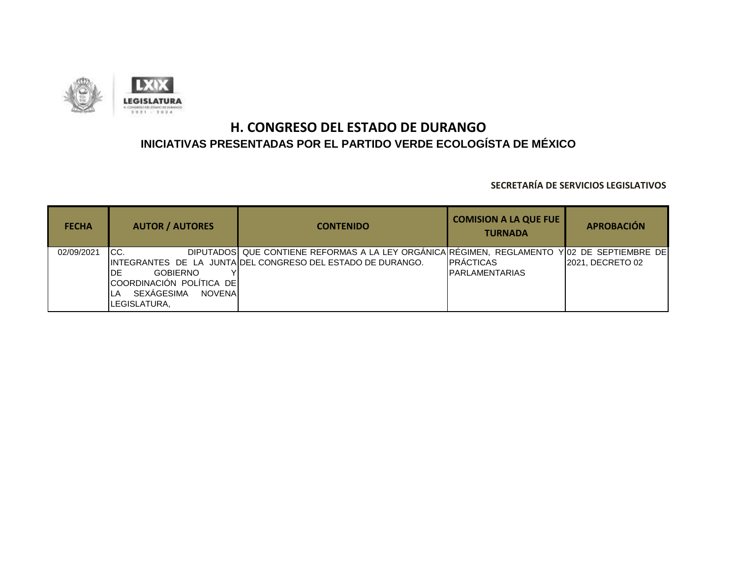# H. CONGRESO DEL ESTADO DE DURANGO

## INICIATIVAS PRESENTADAS POR EL PARTIDO VERDE ECOLOGÍSTA DE MÉXICO

**SECRETARÍA DE SERVICIOS LEGISLATIVOS**

| FECHA | AUTOR / AUTORES | CONTENIDO | COMISION A LA QUE FUE TURNADA | APROBACIÓN |
|---|---|---|---|---|
| 02/09/2021 | CC. DIPUTADOS INTEGRANTES DE LA JUNTA DE GOBIERNO Y COORDINACIÓN POLÍTICA DE LA SEXÁGESIMA NOVENA LEGISLATURA, | QUE CONTIENE REFORMAS A LA LEY ORGÁNICA DEL CONGRESO DEL ESTADO DE DURANGO. | RÉGIMEN, REGLAMENTO Y PRÁCTICAS PARLAMENTARIAS | 02 DE SEPTIEMBRE DE 2021, DECRETO 02 |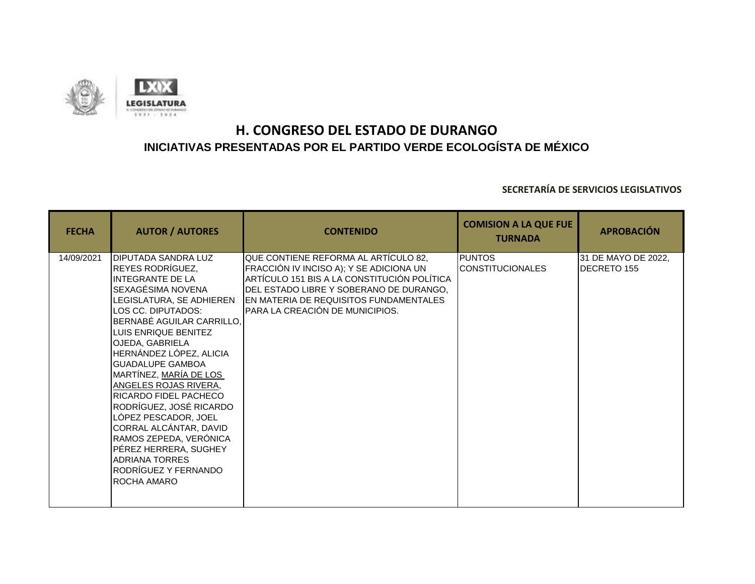# H. CONGRESO DEL ESTADO DE DURANGO

## INICIATIVAS PRESENTADAS POR EL PARTIDO VERDE ECOLOGÍSTA DE MÉXICO

**SECRETARÍA DE SERVICIOS LEGISLATIVOS**

| FECHA | AUTOR / AUTORES | CONTENIDO | COMISION A LA QUE FUE TURNADA | APROBACIÓN |
|---|---|---|---|---|
| 14/09/2021 | DIPUTADA SANDRA LUZ REYES RODRÍGUEZ, INTEGRANTE DE LA SEXAGÉSIMA NOVENA LEGISLATURA, SE ADHIEREN LOS CC. DIPUTADOS: BERNABÉ AGUILAR CARRILLO, LUIS ENRIQUE BENITEZ OJEDA, GABRIELA HERNÁNDEZ LÓPEZ, ALICIA GUADALUPE GAMBOA MARTÍNEZ, MARÍA DE LOS ANGELES ROJAS RIVERA, RICARDO FIDEL PACHECO RODRÍGUEZ, JOSÉ RICARDO LÓPEZ PESCADOR, JOEL CORRAL ALCÁNTAR, DAVID RAMOS ZEPEDA, VERÓNICA PÉREZ HERRERA, SUGHEY ADRIANA TORRES RODRÍGUEZ Y FERNANDO ROCHA AMARO | QUE CONTIENE REFORMA AL ARTÍCULO 82, FRACCIÓN IV INCISO A); Y SE ADICIONA UN ARTÍCULO 151 BIS A LA CONSTITUCIÓN POLÍTICA DEL ESTADO LIBRE Y SOBERANO DE DURANGO, EN MATERIA DE REQUISITOS FUNDAMENTALES PARA LA CREACIÓN DE MUNICIPIOS. | PUNTOS CONSTITUCIONALES | 31 DE MAYO DE 2022, DECRETO 155 |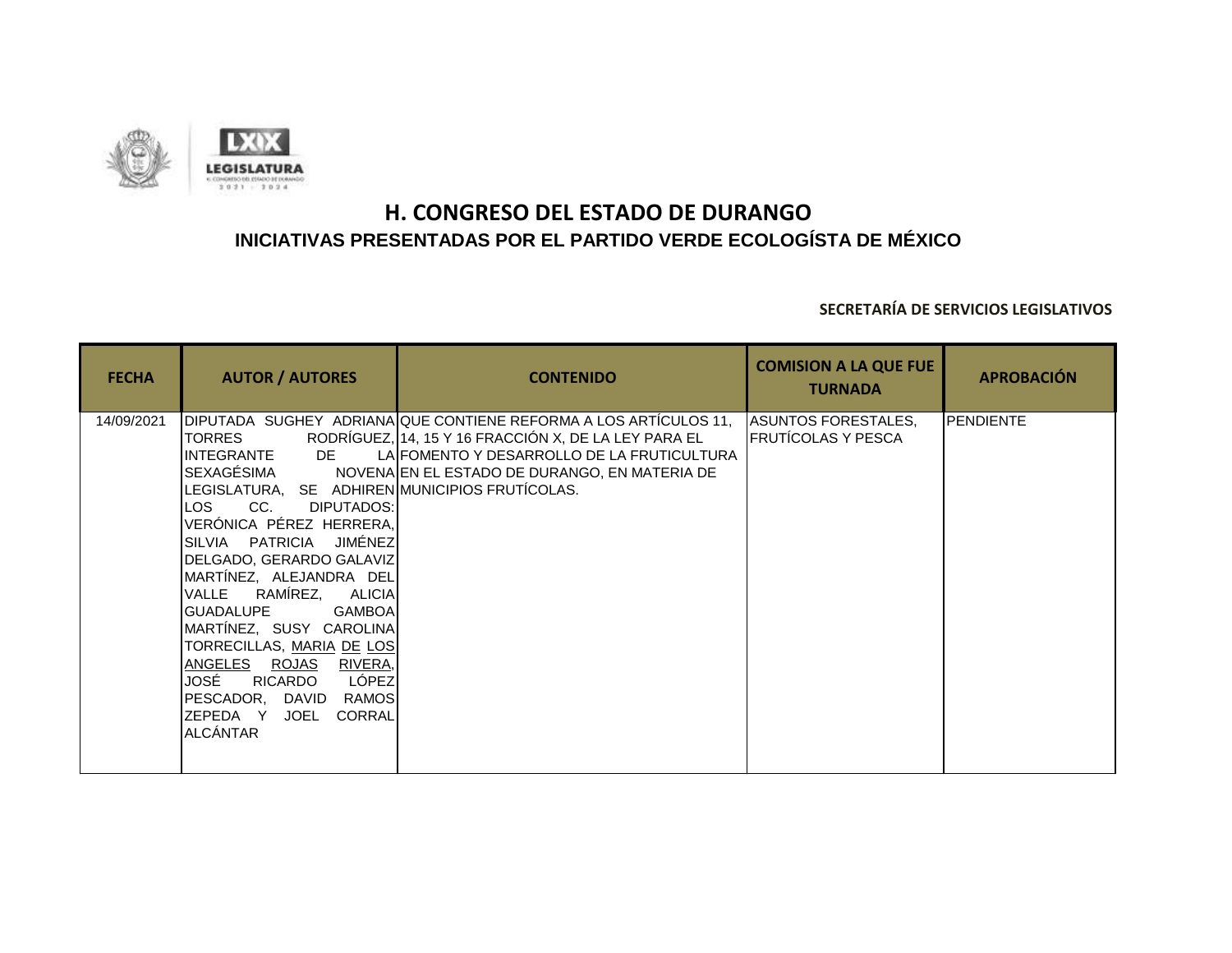# H. CONGRESO DEL ESTADO DE DURANGO

## INICIATIVAS PRESENTADAS POR EL PARTIDO VERDE ECOLOGÍSTA DE MÉXICO

**SECRETARÍA DE SERVICIOS LEGISLATIVOS**

| FECHA | AUTOR / AUTORES | CONTENIDO | COMISION A LA QUE FUE TURNADA | APROBACIÓN |
|---|---|---|---|---|
| 14/09/2021 | DIPUTADA SUGHEY ADRIANA TORRES RODRÍGUEZ, INTEGRANTE DE LA SEXAGÉSIMA NOVENA LEGISLATURA, SE ADHIREN LOS CC. DIPUTADOS: VERÓNICA PÉREZ HERRERA, SILVIA PATRICIA JIMÉNEZ DELGADO, GERARDO GALAVIZ MARTÍNEZ, ALEJANDRA DEL VALLE RAMÍREZ, ALICIA GUADALUPE GAMBOA MARTÍNEZ, SUSY CAROLINA TORRECILLAS, MARIA DE LOS ANGELES ROJAS RIVERA, JOSÉ RICARDO LÓPEZ PESCADOR, DAVID RAMOS ZEPEDA Y JOEL CORRAL ALCÁNTAR | QUE CONTIENE REFORMA A LOS ARTÍCULOS 11, 14, 15 Y 16 FRACCIÓN X, DE LA LEY PARA EL FOMENTO Y DESARROLLO DE LA FRUTICULTURA EN EL ESTADO DE DURANGO, EN MATERIA DE MUNICIPIOS FRUTÍCOLAS. | ASUNTOS FORESTALES, FRUTÍCOLAS Y PESCA | PENDIENTE |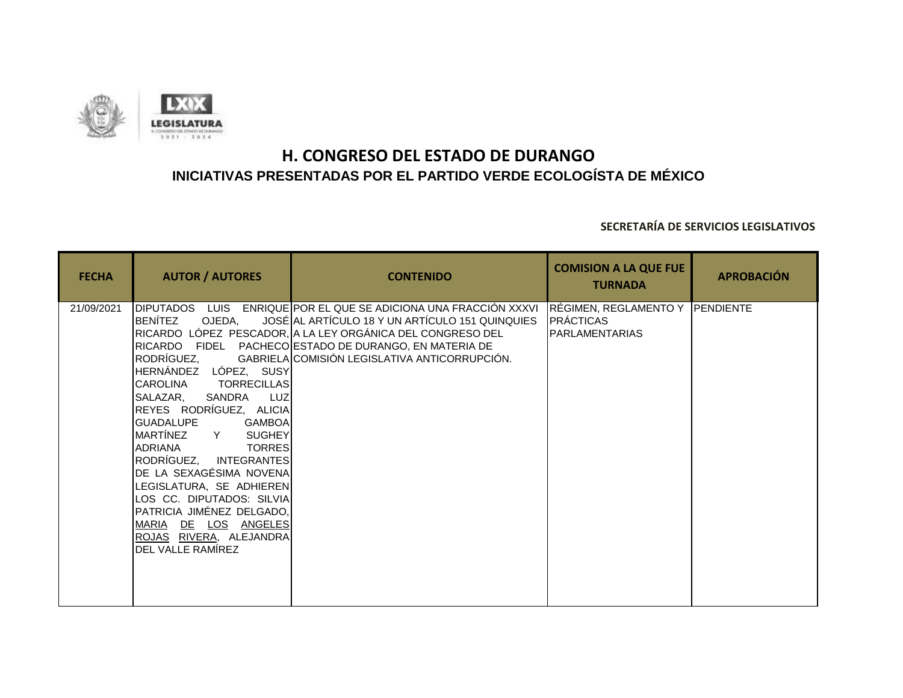# H. CONGRESO DEL ESTADO DE DURANGO

## INICIATIVAS PRESENTADAS POR EL PARTIDO VERDE ECOLOGÍSTA DE MÉXICO

**SECRETARÍA DE SERVICIOS LEGISLATIVOS**

| FECHA | AUTOR / AUTORES | CONTENIDO | COMISION A LA QUE FUE TURNADA | APROBACIÓN |
|---|---|---|---|---|
| 21/09/2021 | DIPUTADOS LUIS ENRIQUE BENÍTEZ OJEDA, JOSÉ RICARDO LÓPEZ PESCADOR, RICARDO FIDEL PACHECO RODRÍGUEZ, GABRIELA HERNÁNDEZ LÓPEZ, SUSY CAROLINA TORRECILLAS SALAZAR, SANDRA LUZ REYES RODRÍGUEZ, ALICIA GUADALUPE GAMBOA MARTÍNEZ Y SUGHEY ADRIANA TORRES RODRÍGUEZ, INTEGRANTES DE LA SEXAGÉSIMA NOVENA LEGISLATURA, SE ADHIEREN LOS CC. DIPUTADOS: SILVIA PATRICIA JIMÉNEZ DELGADO, MARIA DE LOS ANGELES ROJAS RIVERA, ALEJANDRA DEL VALLE RAMÍREZ | POR EL QUE SE ADICIONA UNA FRACCIÓN XXXVI AL ARTÍCULO 18 Y UN ARTÍCULO 151 QUINQUIES A LA LEY ORGÁNICA DEL CONGRESO DEL ESTADO DE DURANGO, EN MATERIA DE COMISIÓN LEGISLATIVA ANTICORRUPCIÓN. | RÉGIMEN, REGLAMENTO Y PRÁCTICAS PARLAMENTARIAS | PENDIENTE |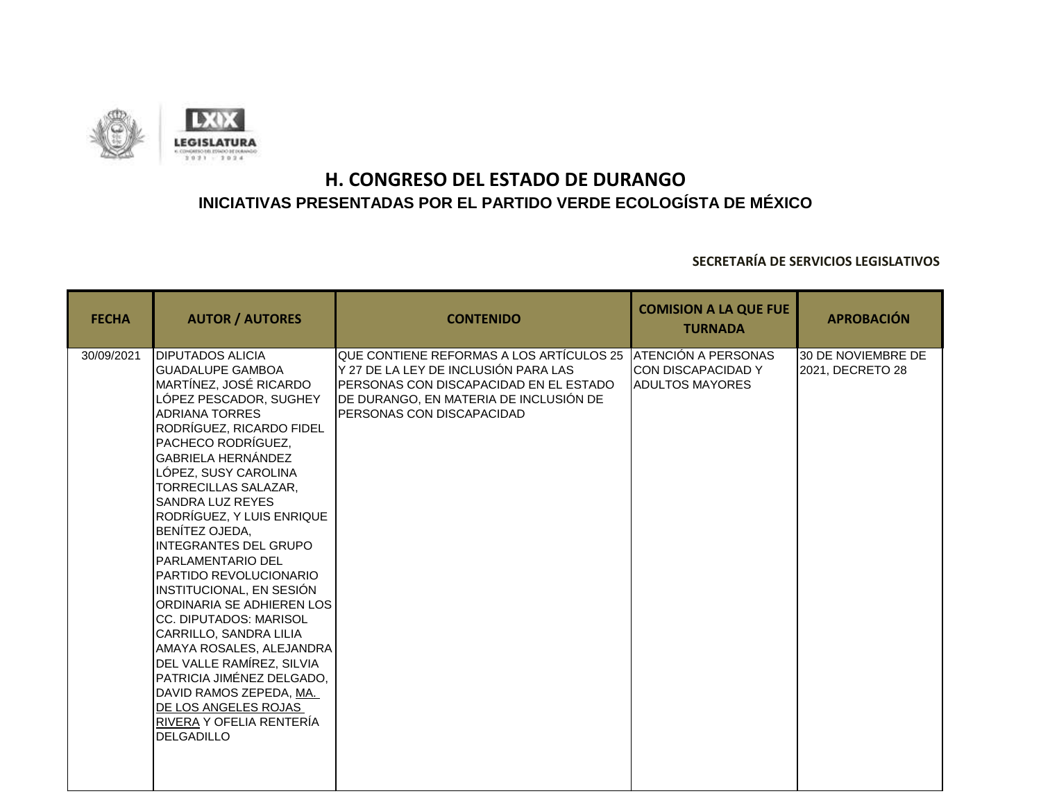# H. CONGRESO DEL ESTADO DE DURANGO

## INICIATIVAS PRESENTADAS POR EL PARTIDO VERDE ECOLOGÍSTA DE MÉXICO

**SECRETARÍA DE SERVICIOS LEGISLATIVOS**

| FECHA | AUTOR / AUTORES | CONTENIDO | COMISION A LA QUE FUE TURNADA | APROBACIÓN |
|---|---|---|---|---|
| 30/09/2021 | DIPUTADOS ALICIA GUADALUPE GAMBOA MARTÍNEZ, JOSÉ RICARDO LÓPEZ PESCADOR, SUGHEY ADRIANA TORRES RODRÍGUEZ, RICARDO FIDEL PACHECO RODRÍGUEZ, GABRIELA HERNÁNDEZ LÓPEZ, SUSY CAROLINA TORRECILLAS SALAZAR, SANDRA LUZ REYES RODRÍGUEZ, Y LUIS ENRIQUE BENÍTEZ OJEDA, INTEGRANTES DEL GRUPO PARLAMENTARIO DEL PARTIDO REVOLUCIONARIO INSTITUCIONAL, EN SESIÓN ORDINARIA SE ADHIEREN LOS CC. DIPUTADOS: MARISOL CARRILLO, SANDRA LILIA AMAYA ROSALES, ALEJANDRA DEL VALLE RAMÍREZ, SILVIA PATRICIA JIMÉNEZ DELGADO, DAVID RAMOS ZEPEDA, MA. DE LOS ANGELES ROJAS RIVERA Y OFELIA RENTERÍA DELGADILLO | QUE CONTIENE REFORMAS A LOS ARTÍCULOS 25 Y 27 DE LA LEY DE INCLUSIÓN PARA LAS PERSONAS CON DISCAPACIDAD EN EL ESTADO DE DURANGO, EN MATERIA DE INCLUSIÓN DE PERSONAS CON DISCAPACIDAD | ATENCIÓN A PERSONAS CON DISCAPACIDAD Y ADULTOS MAYORES | 30 DE NOVIEMBRE DE 2021, DECRETO 28 |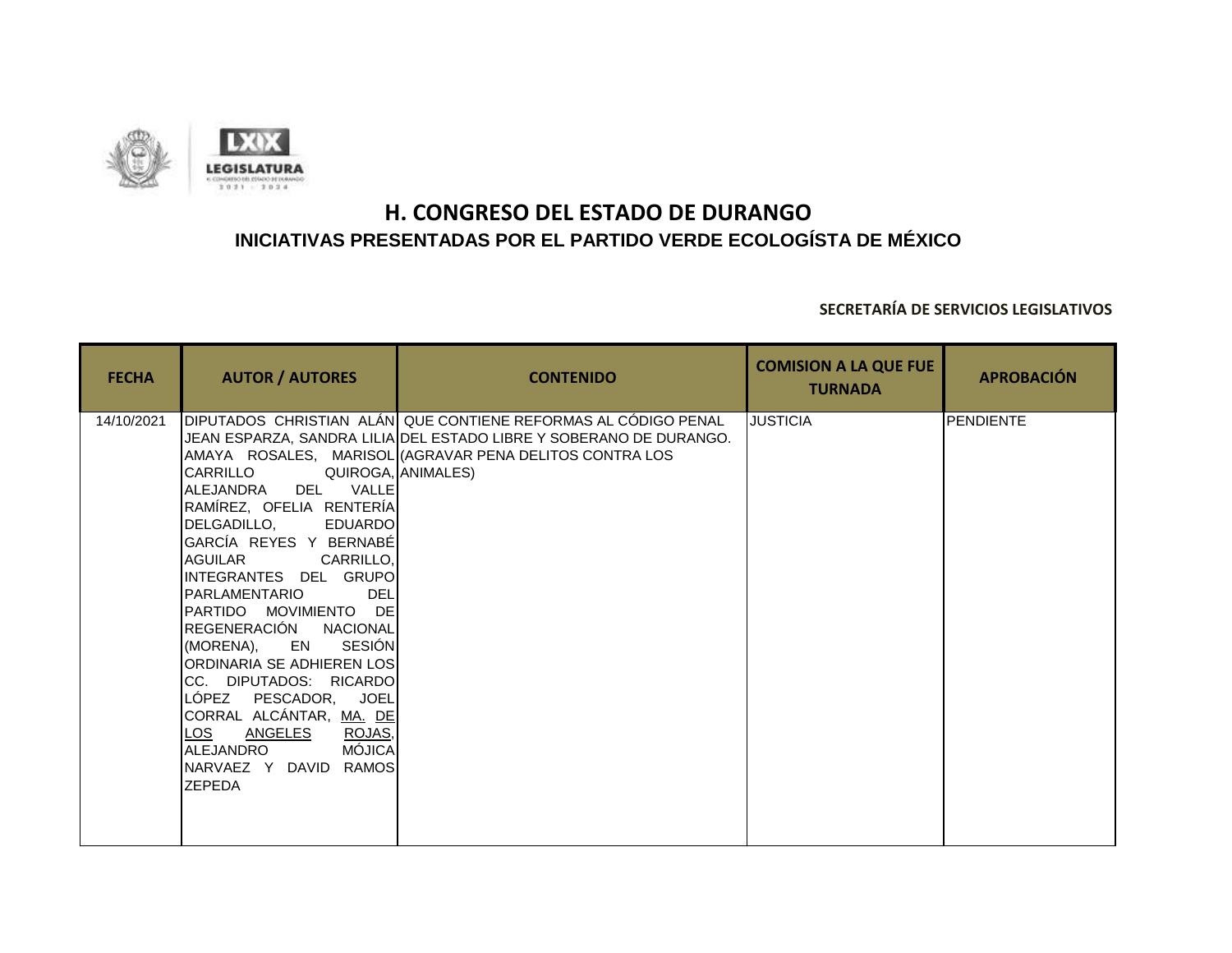# H. CONGRESO DEL ESTADO DE DURANGO

## INICIATIVAS PRESENTADAS POR EL PARTIDO VERDE ECOLOGÍSTA DE MÉXICO

**SECRETARÍA DE SERVICIOS LEGISLATIVOS**

| FECHA | AUTOR / AUTORES | CONTENIDO | COMISION A LA QUE FUE TURNADA | APROBACIÓN |
|---|---|---|---|---|
| 14/10/2021 | DIPUTADOS CHRISTIAN ALÁN JEAN ESPARZA, SANDRA LILIA AMAYA ROSALES, MARISOL CARRILLO QUIROGA, ALEJANDRA DEL VALLE RAMÍREZ, OFELIA RENTERÍA DELGADILLO, EDUARDO GARCÍA REYES Y BERNABÉ AGUILAR CARRILLO, INTEGRANTES DEL GRUPO PARLAMENTARIO DEL PARTIDO MOVIMIENTO DE REGENERACIÓN NACIONAL (MORENA), EN SESIÓN ORDINARIA SE ADHIEREN LOS CC. DIPUTADOS: RICARDO LÓPEZ PESCADOR, JOEL CORRAL ALCÁNTAR, MA. DE LOS ANGELES ROJAS, ALEJANDRO MÓJICA NARVAEZ Y DAVID RAMOS ZEPEDA | QUE CONTIENE REFORMAS AL CÓDIGO PENAL DEL ESTADO LIBRE Y SOBERANO DE DURANGO. (AGRAVAR PENA DELITOS CONTRA LOS ANIMALES) | JUSTICIA | PENDIENTE |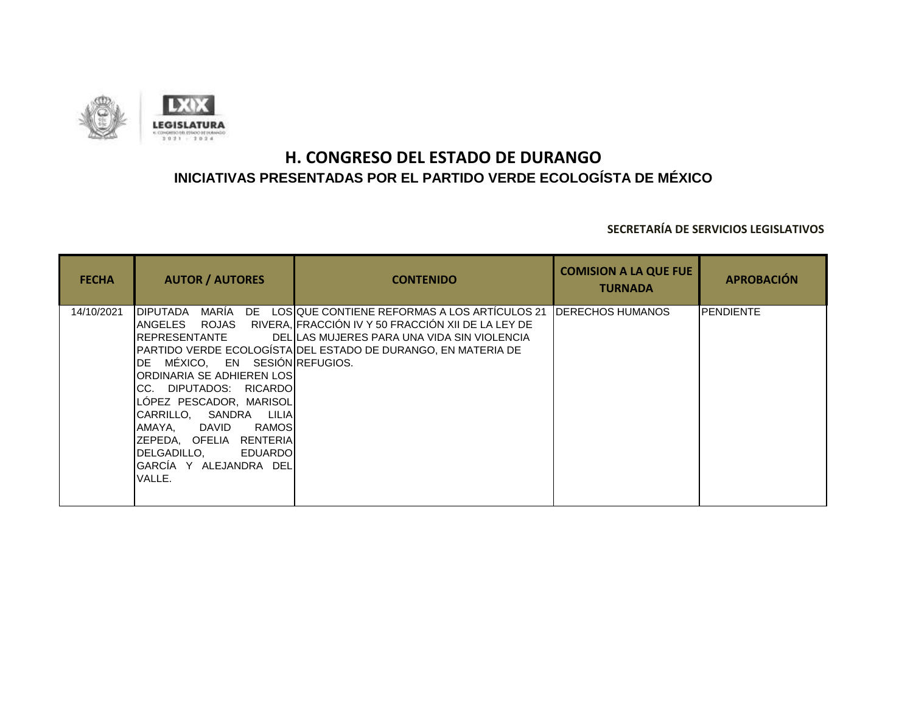# H. CONGRESO DEL ESTADO DE DURANGO

## INICIATIVAS PRESENTADAS POR EL PARTIDO VERDE ECOLOGÍSTA DE MÉXICO

**SECRETARÍA DE SERVICIOS LEGISLATIVOS**

| FECHA | AUTOR / AUTORES | CONTENIDO | COMISION A LA QUE FUE TURNADA | APROBACIÓN |
|---|---|---|---|---|
| 14/10/2021 | DIPUTADA MARÍA DE LOS ANGELES ROJAS RIVERA, REPRESENTANTE DEL PARTIDO VERDE ECOLOGÍSTA DE MÉXICO, EN SESIÓN ORDINARIA SE ADHIEREN LOS CC. DIPUTADOS: RICARDO LÓPEZ PESCADOR, MARISOL CARRILLO, SANDRA LILIA AMAYA, DAVID RAMOS ZEPEDA, OFELIA RENTERIA DELGADILLO, EDUARDO GARCÍA Y ALEJANDRA DEL VALLE. | QUE CONTIENE REFORMAS A LOS ARTÍCULOS 21 FRACCIÓN IV Y 50 FRACCIÓN XII DE LA LEY DE LAS MUJERES PARA UNA VIDA SIN VIOLENCIA DEL ESTADO DE DURANGO, EN MATERIA DE REFUGIOS. | DERECHOS HUMANOS | PENDIENTE |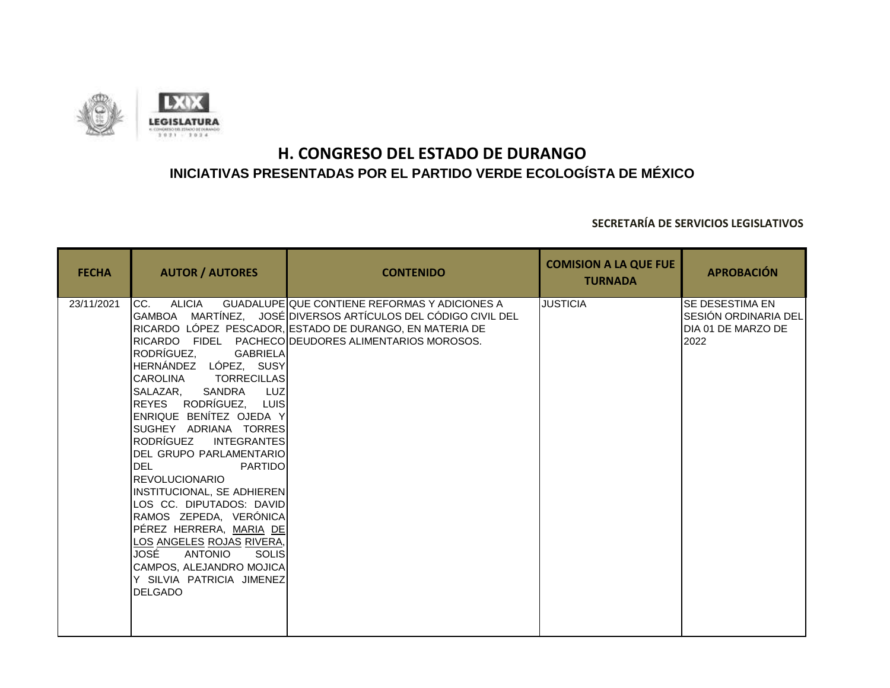# H. CONGRESO DEL ESTADO DE DURANGO

## INICIATIVAS PRESENTADAS POR EL PARTIDO VERDE ECOLOGÍSTA DE MÉXICO

**SECRETARÍA DE SERVICIOS LEGISLATIVOS**

| FECHA | AUTOR / AUTORES | CONTENIDO | COMISION A LA QUE FUE TURNADA | APROBACIÓN |
|---|---|---|---|---|
| 23/11/2021 | CC. ALICIA GUADALUPE GAMBOA MARTÍNEZ, JOSÉ RICARDO LÓPEZ PESCADOR, RICARDO FIDEL PACHECO RODRÍGUEZ, GABRIELA HERNÁNDEZ LÓPEZ, SUSY CAROLINA TORRECILLAS SALAZAR, SANDRA LUZ REYES RODRÍGUEZ, LUIS ENRIQUE BENÍTEZ OJEDA Y SUGHEY ADRIANA TORRES RODRÍGUEZ INTEGRANTES DEL GRUPO PARLAMENTARIO DEL PARTIDO REVOLUCIONARIO INSTITUCIONAL, SE ADHIEREN LOS CC. DIPUTADOS: DAVID RAMOS ZEPEDA, VERÓNICA PÉREZ HERRERA, MARIA DE LOS ANGELES ROJAS RIVERA, JOSÉ ANTONIO SOLIS CAMPOS, ALEJANDRO MOJICA Y SILVIA PATRICIA JIMENEZ DELGADO | QUE CONTIENE REFORMAS Y ADICIONES A DIVERSOS ARTÍCULOS DEL CÓDIGO CIVIL DEL ESTADO DE DURANGO, EN MATERIA DE DEUDORES ALIMENTARIOS MOROSOS. | JUSTICIA | SE DESESTIMA EN SESIÓN ORDINARIA DEL DIA 01 DE MARZO DE 2022 |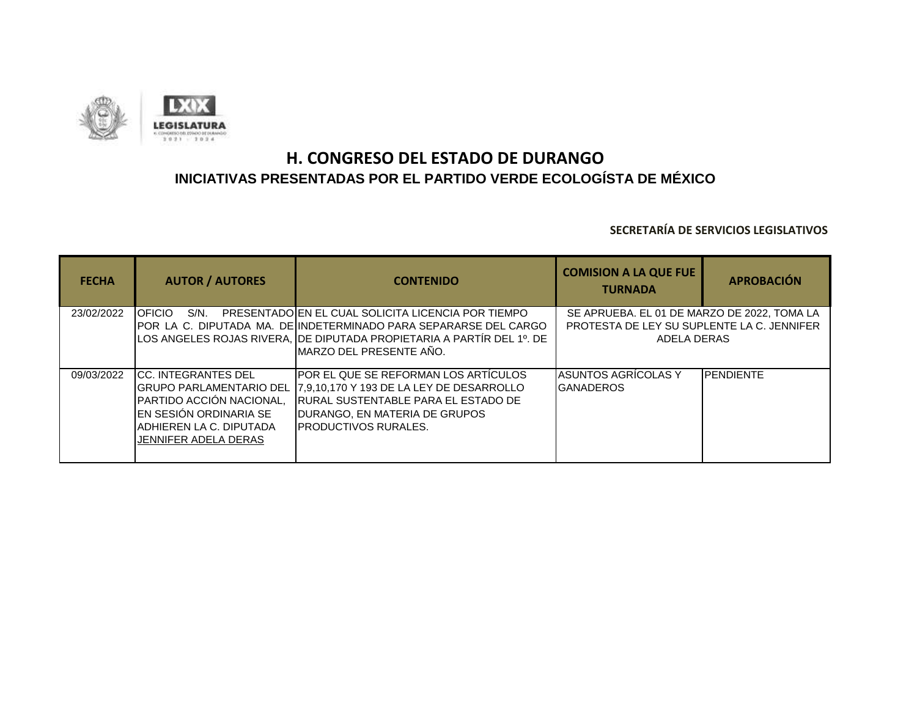# H. CONGRESO DEL ESTADO DE DURANGO

## INICIATIVAS PRESENTADAS POR EL PARTIDO VERDE ECOLOGÍSTA DE MÉXICO

**SECRETARÍA DE SERVICIOS LEGISLATIVOS**

| FECHA | AUTOR / AUTORES | CONTENIDO | COMISION A LA QUE FUE TURNADA | APROBACIÓN |
|---|---|---|---|---|
| 23/02/2022 | OFICIO S/N. PRESENTADO POR LA C. DIPUTADA MA. DE LOS ANGELES ROJAS RIVERA, | EN EL CUAL SOLICITA LICENCIA POR TIEMPO INDETERMINADO PARA SEPARARSE DEL CARGO DE DIPUTADA PROPIETARIA A PARTÍR DEL 1º. DE MARZO DEL PRESENTE AÑO. | SE APRUEBA. EL 01 DE MARZO DE 2022, TOMA LA PROTESTA DE LEY SU SUPLENTE LA C. JENNIFER ADELA DERAS | |
| 09/03/2022 | CC. INTEGRANTES DEL GRUPO PARLAMENTARIO DEL PARTIDO ACCIÓN NACIONAL, EN SESIÓN ORDINARIA SE ADHIEREN LA C. DIPUTADA JENNIFER ADELA DERAS | POR EL QUE SE REFORMAN LOS ARTÍCULOS 7,9,10,170 Y 193 DE LA LEY DE DESARROLLO RURAL SUSTENTABLE PARA EL ESTADO DE DURANGO, EN MATERIA DE GRUPOS PRODUCTIVOS RURALES. | ASUNTOS AGRÍCOLAS Y GANADEROS | PENDIENTE |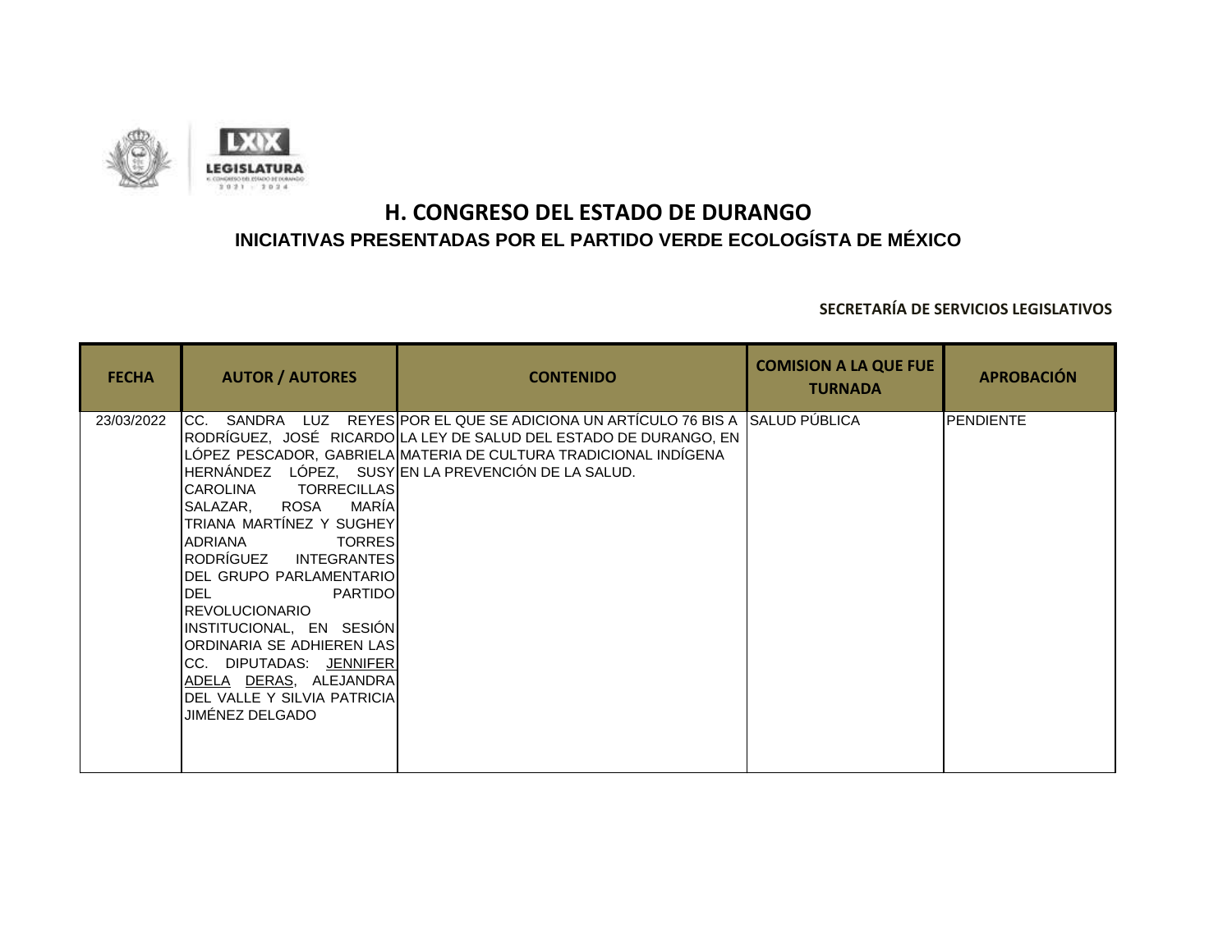# H. CONGRESO DEL ESTADO DE DURANGO

## INICIATIVAS PRESENTADAS POR EL PARTIDO VERDE ECOLOGÍSTA DE MÉXICO

**SECRETARÍA DE SERVICIOS LEGISLATIVOS**

| FECHA | AUTOR / AUTORES | CONTENIDO | COMISION A LA QUE FUE TURNADA | APROBACIÓN |
|---|---|---|---|---|
| 23/03/2022 | CC. SANDRA LUZ REYES RODRÍGUEZ, JOSÉ RICARDO LÓPEZ PESCADOR, GABRIELA HERNÁNDEZ LÓPEZ, SUSY CAROLINA TORRECILLAS SALAZAR, ROSA MARÍA TRIANA MARTÍNEZ Y SUGHEY ADRIANA TORRES RODRÍGUEZ INTEGRANTES DEL GRUPO PARLAMENTARIO DEL PARTIDO REVOLUCIONARIO INSTITUCIONAL, EN SESIÓN ORDINARIA SE ADHIEREN LAS CC. DIPUTADAS: JENNIFER ADELA DERAS, ALEJANDRA DEL VALLE Y SILVIA PATRICIA JIMÉNEZ DELGADO | POR EL QUE SE ADICIONA UN ARTÍCULO 76 BIS A LA LEY DE SALUD DEL ESTADO DE DURANGO, EN MATERIA DE CULTURA TRADICIONAL INDÍGENA EN LA PREVENCIÓN DE LA SALUD. | SALUD PÚBLICA | PENDIENTE |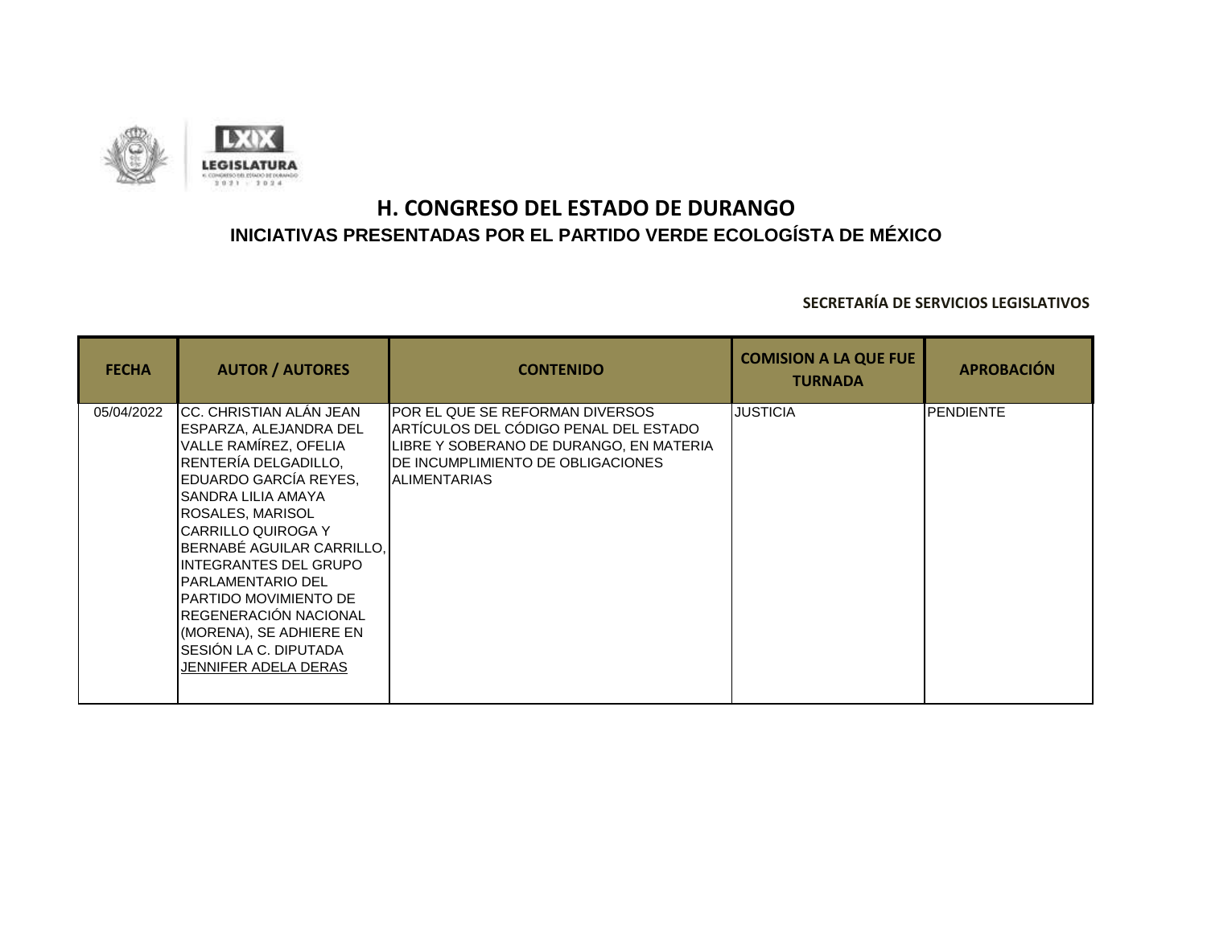# H. CONGRESO DEL ESTADO DE DURANGO

## INICIATIVAS PRESENTADAS POR EL PARTIDO VERDE ECOLOGÍSTA DE MÉXICO

**SECRETARÍA DE SERVICIOS LEGISLATIVOS**

| FECHA | AUTOR / AUTORES | CONTENIDO | COMISION A LA QUE FUE TURNADA | APROBACIÓN |
|---|---|---|---|---|
| 05/04/2022 | CC. CHRISTIAN ALÁN JEAN ESPARZA, ALEJANDRA DEL VALLE RAMÍREZ, OFELIA RENTERÍA DELGADILLO, EDUARDO GARCÍA REYES, SANDRA LILIA AMAYA ROSALES, MARISOL CARRILLO QUIROGA Y BERNABÉ AGUILAR CARRILLO, INTEGRANTES DEL GRUPO PARLAMENTARIO DEL PARTIDO MOVIMIENTO DE REGENERACIÓN NACIONAL (MORENA), SE ADHIERE EN SESIÓN LA C. DIPUTADA JENNIFER ADELA DERAS | POR EL QUE SE REFORMAN DIVERSOS ARTÍCULOS DEL CÓDIGO PENAL DEL ESTADO LIBRE Y SOBERANO DE DURANGO, EN MATERIA DE INCUMPLIMIENTO DE OBLIGACIONES ALIMENTARIAS | JUSTICIA | PENDIENTE |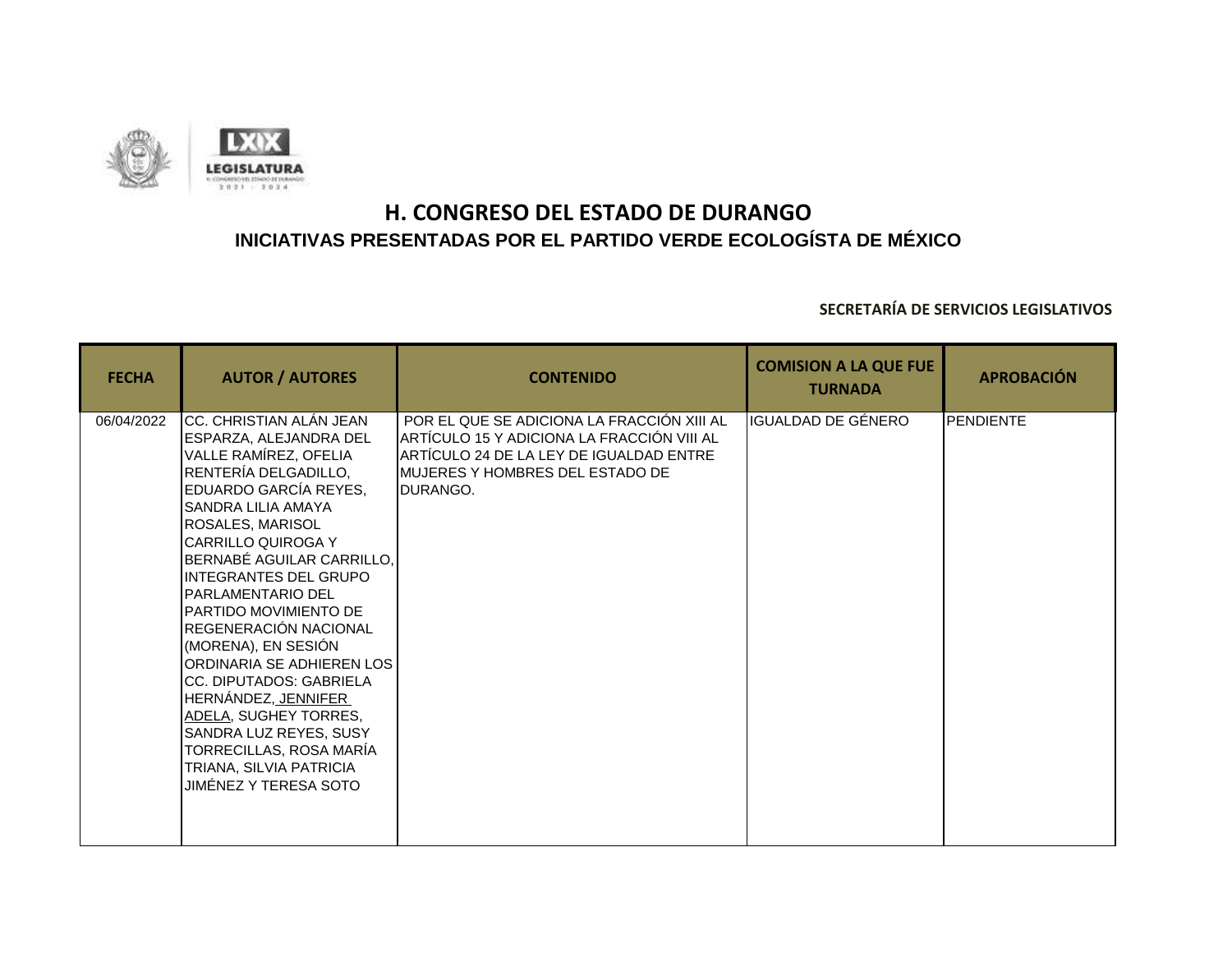# H. CONGRESO DEL ESTADO DE DURANGO

## INICIATIVAS PRESENTADAS POR EL PARTIDO VERDE ECOLOGÍSTA DE MÉXICO

**SECRETARÍA DE SERVICIOS LEGISLATIVOS**

| FECHA | AUTOR / AUTORES | CONTENIDO | COMISION A LA QUE FUE TURNADA | APROBACIÓN |
|---|---|---|---|---|
| 06/04/2022 | CC. CHRISTIAN ALÁN JEAN ESPARZA, ALEJANDRA DEL VALLE RAMÍREZ, OFELIA RENTERÍA DELGADILLO, EDUARDO GARCÍA REYES, SANDRA LILIA AMAYA ROSALES, MARISOL CARRILLO QUIROGA Y BERNABÉ AGUILAR CARRILLO, INTEGRANTES DEL GRUPO PARLAMENTARIO DEL PARTIDO MOVIMIENTO DE REGENERACIÓN NACIONAL (MORENA), EN SESIÓN ORDINARIA SE ADHIEREN LOS CC. DIPUTADOS: GABRIELA HERNÁNDEZ, JENNIFER ADELA, SUGHEY TORRES, SANDRA LUZ REYES, SUSY TORRECILLAS, ROSA MARÍA TRIANA, SILVIA PATRICIA JIMÉNEZ Y TERESA SOTO | POR EL QUE SE ADICIONA LA FRACCIÓN XIII AL ARTÍCULO 15 Y ADICIONA LA FRACCIÓN VIII AL ARTÍCULO 24 DE LA LEY DE IGUALDAD ENTRE MUJERES Y HOMBRES DEL ESTADO DE DURANGO. | IGUALDAD DE GÉNERO | PENDIENTE |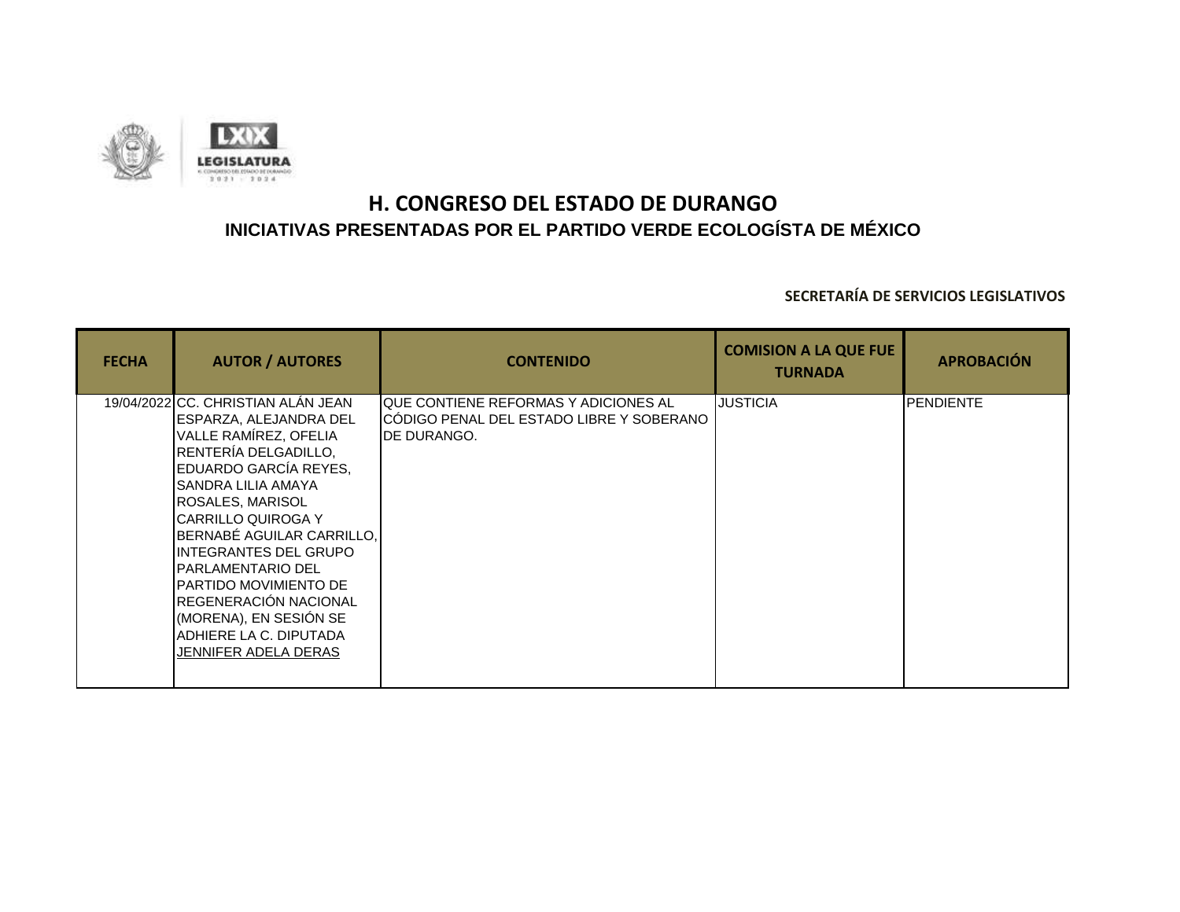# H. CONGRESO DEL ESTADO DE DURANGO

## INICIATIVAS PRESENTADAS POR EL PARTIDO VERDE ECOLOGÍSTA DE MÉXICO

**SECRETARÍA DE SERVICIOS LEGISLATIVOS**

| FECHA | AUTOR / AUTORES | CONTENIDO | COMISION A LA QUE FUE TURNADA | APROBACIÓN |
|---|---|---|---|---|
| 19/04/2022 | CC. CHRISTIAN ALÁN JEAN ESPARZA, ALEJANDRA DEL VALLE RAMÍREZ, OFELIA RENTERÍA DELGADILLO, EDUARDO GARCÍA REYES, SANDRA LILIA AMAYA ROSALES, MARISOL CARRILLO QUIROGA Y BERNABÉ AGUILAR CARRILLO, INTEGRANTES DEL GRUPO PARLAMENTARIO DEL PARTIDO MOVIMIENTO DE REGENERACIÓN NACIONAL (MORENA), EN SESIÓN SE ADHIERE LA C. DIPUTADA JENNIFER ADELA DERAS | QUE CONTIENE REFORMAS Y ADICIONES AL CÓDIGO PENAL DEL ESTADO LIBRE Y SOBERANO DE DURANGO. | JUSTICIA | PENDIENTE |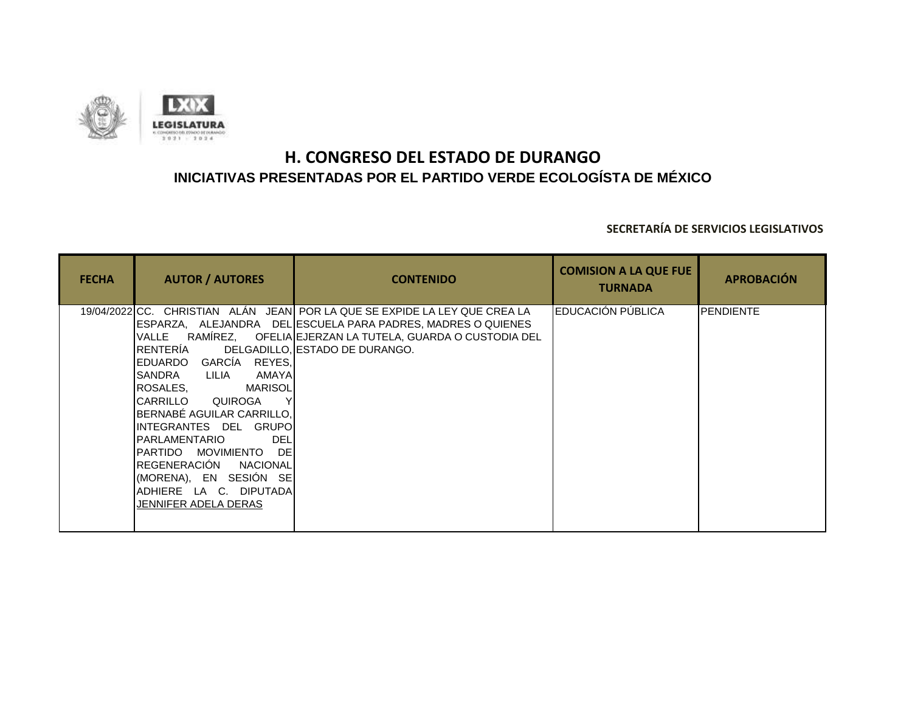# H. CONGRESO DEL ESTADO DE DURANGO

## INICIATIVAS PRESENTADAS POR EL PARTIDO VERDE ECOLOGÍSTA DE MÉXICO

**SECRETARÍA DE SERVICIOS LEGISLATIVOS**

| FECHA | AUTOR / AUTORES | CONTENIDO | COMISION A LA QUE FUE TURNADA | APROBACIÓN |
|---|---|---|---|---|
| 19/04/2022 | CC. CHRISTIAN ALÁN JEAN ESPARZA, ALEJANDRA DEL VALLE RAMÍREZ, OFELIA RENTERÍA DELGADILLO, EDUARDO GARCÍA REYES, SANDRA LILIA AMAYA ROSALES, MARISOL CARRILLO QUIROGA Y BERNABÉ AGUILAR CARRILLO, INTEGRANTES DEL GRUPO PARLAMENTARIO DEL PARTIDO MOVIMIENTO DE REGENERACIÓN NACIONAL (MORENA), EN SESIÓN SE ADHIERE LA C. DIPUTADA JENNIFER ADELA DERAS | POR LA QUE SE EXPIDE LA LEY QUE CREA LA ESCUELA PARA PADRES, MADRES O QUIENES EJERZAN LA TUTELA, GUARDA O CUSTODIA DEL ESTADO DE DURANGO. | EDUCACIÓN PÚBLICA | PENDIENTE |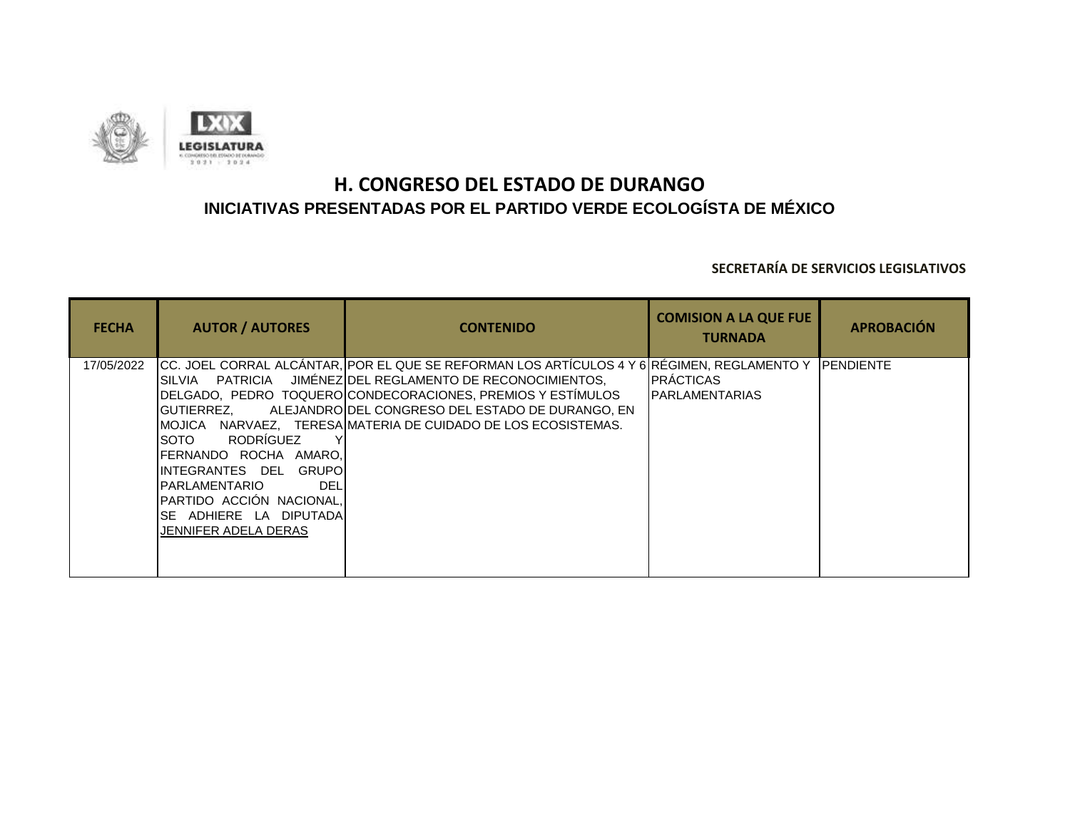# H. CONGRESO DEL ESTADO DE DURANGO

## INICIATIVAS PRESENTADAS POR EL PARTIDO VERDE ECOLOGÍSTA DE MÉXICO

**SECRETARÍA DE SERVICIOS LEGISLATIVOS**

| FECHA | AUTOR / AUTORES | CONTENIDO | COMISION A LA QUE FUE TURNADA | APROBACIÓN |
|---|---|---|---|---|
| 17/05/2022 | CC. JOEL CORRAL ALCÁNTAR, SILVIA PATRICIA JIMÉNEZ DELGADO, PEDRO TOQUERO GUTIERREZ, ALEJANDRO MOJICA NARVAEZ, TERESA SOTO RODRÍGUEZ Y FERNANDO ROCHA AMARO, INTEGRANTES DEL GRUPO PARLAMENTARIO DEL PARTIDO ACCIÓN NACIONAL, SE ADHIERE LA DIPUTADA JENNIFER ADELA DERAS | POR EL QUE SE REFORMAN LOS ARTÍCULOS 4 Y 6 DEL REGLAMENTO DE RECONOCIMIENTOS, CONDECORACIONES, PREMIOS Y ESTÍMULOS DEL CONGRESO DEL ESTADO DE DURANGO, EN MATERIA DE CUIDADO DE LOS ECOSISTEMAS. | RÉGIMEN, REGLAMENTO Y PRÁCTICAS PARLAMENTARIAS | PENDIENTE |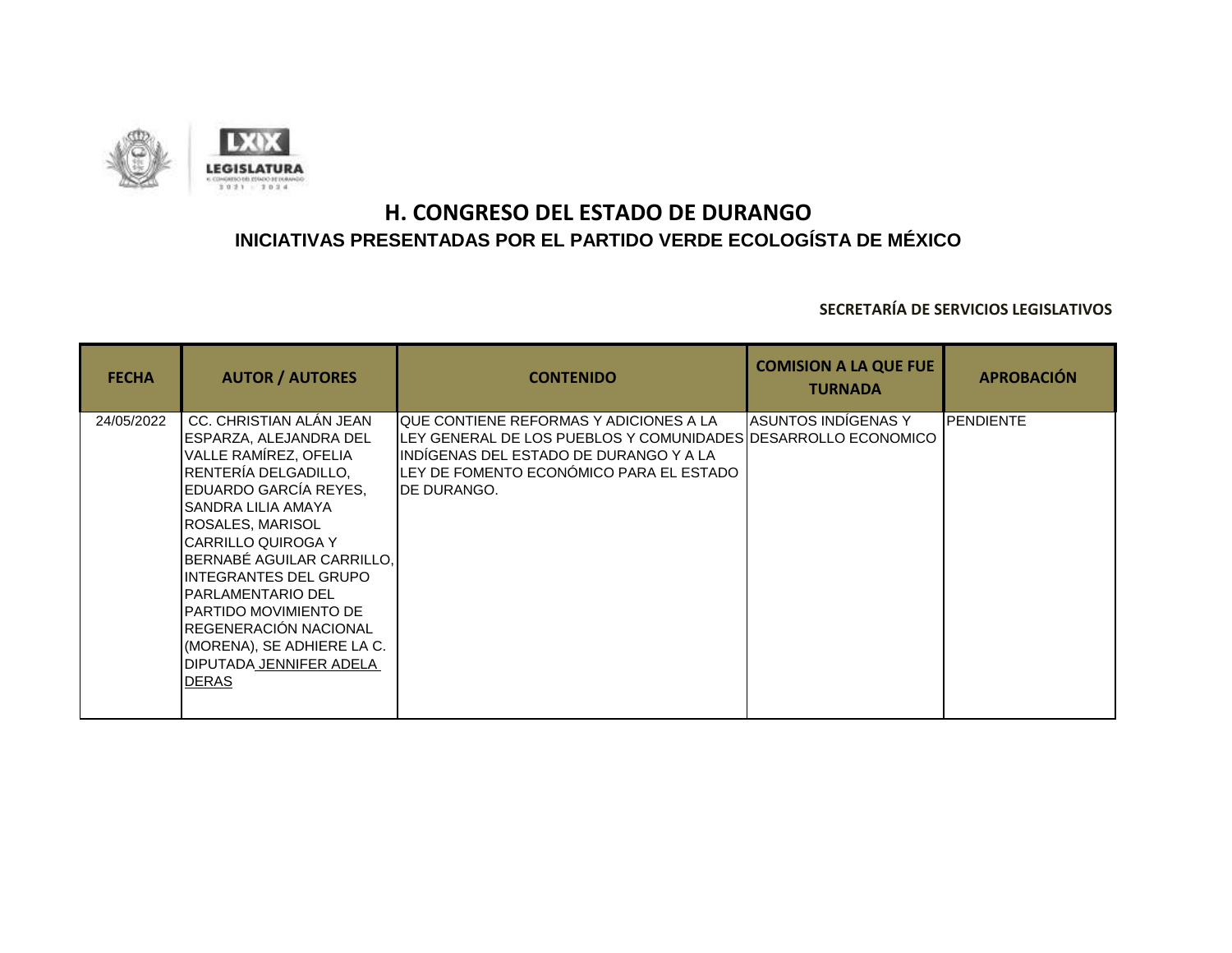# H. CONGRESO DEL ESTADO DE DURANGO

## INICIATIVAS PRESENTADAS POR EL PARTIDO VERDE ECOLOGÍSTA DE MÉXICO

**SECRETARÍA DE SERVICIOS LEGISLATIVOS**

| FECHA | AUTOR / AUTORES | CONTENIDO | COMISION A LA QUE FUE TURNADA | APROBACIÓN |
|---|---|---|---|---|
| 24/05/2022 | CC. CHRISTIAN ALÁN JEAN ESPARZA, ALEJANDRA DEL VALLE RAMÍREZ, OFELIA RENTERÍA DELGADILLO, EDUARDO GARCÍA REYES, SANDRA LILIA AMAYA ROSALES, MARISOL CARRILLO QUIROGA Y BERNABÉ AGUILAR CARRILLO, INTEGRANTES DEL GRUPO PARLAMENTARIO DEL PARTIDO MOVIMIENTO DE REGENERACIÓN NACIONAL (MORENA), SE ADHIERE LA C. DIPUTADA JENNIFER ADELA DERAS | QUE CONTIENE REFORMAS Y ADICIONES A LA LEY GENERAL DE LOS PUEBLOS Y COMUNIDADES INDÍGENAS DEL ESTADO DE DURANGO Y A LA LEY DE FOMENTO ECONÓMICO PARA EL ESTADO DE DURANGO. | ASUNTOS INDÍGENAS Y DESARROLLO ECONOMICO | PENDIENTE |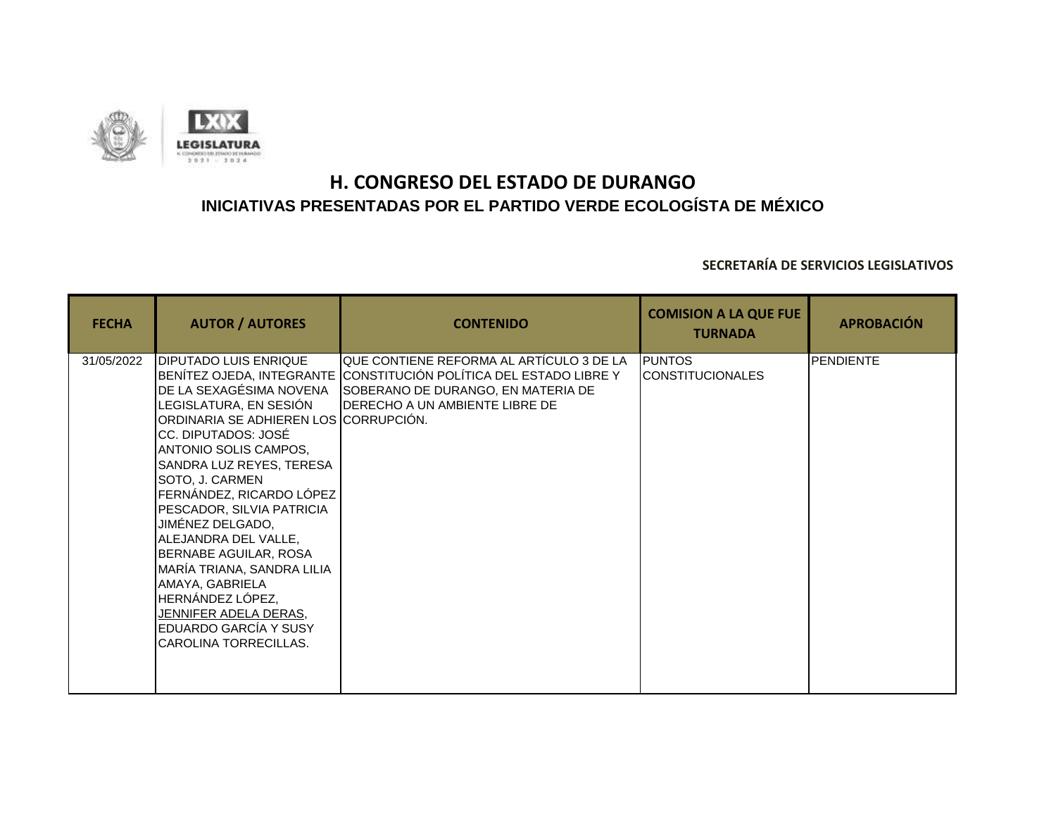# H. CONGRESO DEL ESTADO DE DURANGO

## INICIATIVAS PRESENTADAS POR EL PARTIDO VERDE ECOLOGÍSTA DE MÉXICO

**SECRETARÍA DE SERVICIOS LEGISLATIVOS**

| FECHA | AUTOR / AUTORES | CONTENIDO | COMISION A LA QUE FUE TURNADA | APROBACIÓN |
|---|---|---|---|---|
| 31/05/2022 | DIPUTADO LUIS ENRIQUE BENÍTEZ OJEDA, INTEGRANTE DE LA SEXAGÉSIMA NOVENA LEGISLATURA, EN SESIÓN ORDINARIA SE ADHIEREN LOS CC. DIPUTADOS: JOSÉ ANTONIO SOLIS CAMPOS, SANDRA LUZ REYES, TERESA SOTO, J. CARMEN FERNÁNDEZ, RICARDO LÓPEZ PESCADOR, SILVIA PATRICIA JIMÉNEZ DELGADO, ALEJANDRA DEL VALLE, BERNABE AGUILAR, ROSA MARÍA TRIANA, SANDRA LILIA AMAYA, GABRIELA HERNÁNDEZ LÓPEZ, JENNIFER ADELA DERAS, EDUARDO GARCÍA Y SUSY CAROLINA TORRECILLAS. | QUE CONTIENE REFORMA AL ARTÍCULO 3 DE LA CONSTITUCIÓN POLÍTICA DEL ESTADO LIBRE Y SOBERANO DE DURANGO, EN MATERIA DE DERECHO A UN AMBIENTE LIBRE DE CORRUPCIÓN. | PUNTOS CONSTITUCIONALES | PENDIENTE |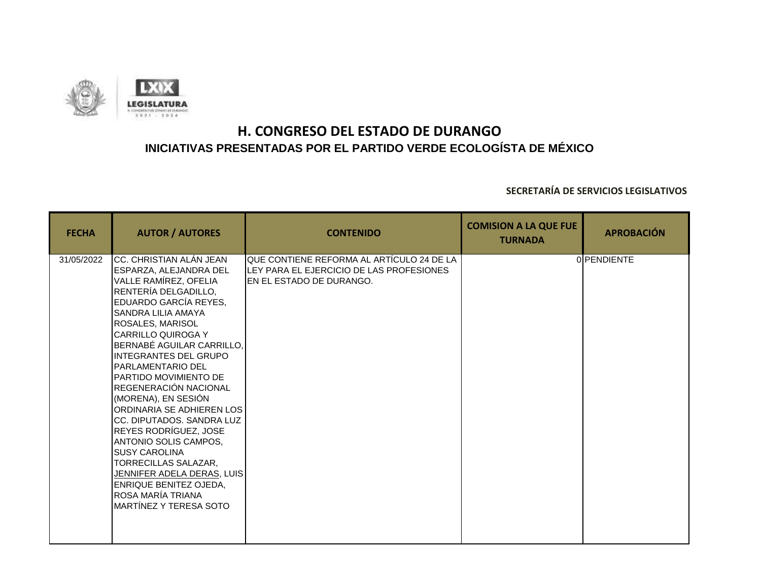# H. CONGRESO DEL ESTADO DE DURANGO

## INICIATIVAS PRESENTADAS POR EL PARTIDO VERDE ECOLOGÍSTA DE MÉXICO

**SECRETARÍA DE SERVICIOS LEGISLATIVOS**

| FECHA | AUTOR / AUTORES | CONTENIDO | COMISION A LA QUE FUE TURNADA | APROBACIÓN |
|---|---|---|---|---|
| 31/05/2022 | CC. CHRISTIAN ALÁN JEAN ESPARZA, ALEJANDRA DEL VALLE RAMÍREZ, OFELIA RENTERÍA DELGADILLO, EDUARDO GARCÍA REYES, SANDRA LILIA AMAYA ROSALES, MARISOL CARRILLO QUIROGA Y BERNABÉ AGUILAR CARRILLO, INTEGRANTES DEL GRUPO PARLAMENTARIO DEL PARTIDO MOVIMIENTO DE REGENERACIÓN NACIONAL (MORENA), EN SESIÓN ORDINARIA SE ADHIEREN LOS CC. DIPUTADOS. SANDRA LUZ REYES RODRÍGUEZ, JOSE ANTONIO SOLIS CAMPOS, SUSY CAROLINA TORRECILLAS SALAZAR, JENNIFER ADELA DERAS, LUIS ENRIQUE BENITEZ OJEDA, ROSA MARÍA TRIANA MARTÍNEZ Y TERESA SOTO | QUE CONTIENE REFORMA AL ARTÍCULO 24 DE LA LEY PARA EL EJERCICIO DE LAS PROFESIONES EN EL ESTADO DE DURANGO. | 0 | PENDIENTE |